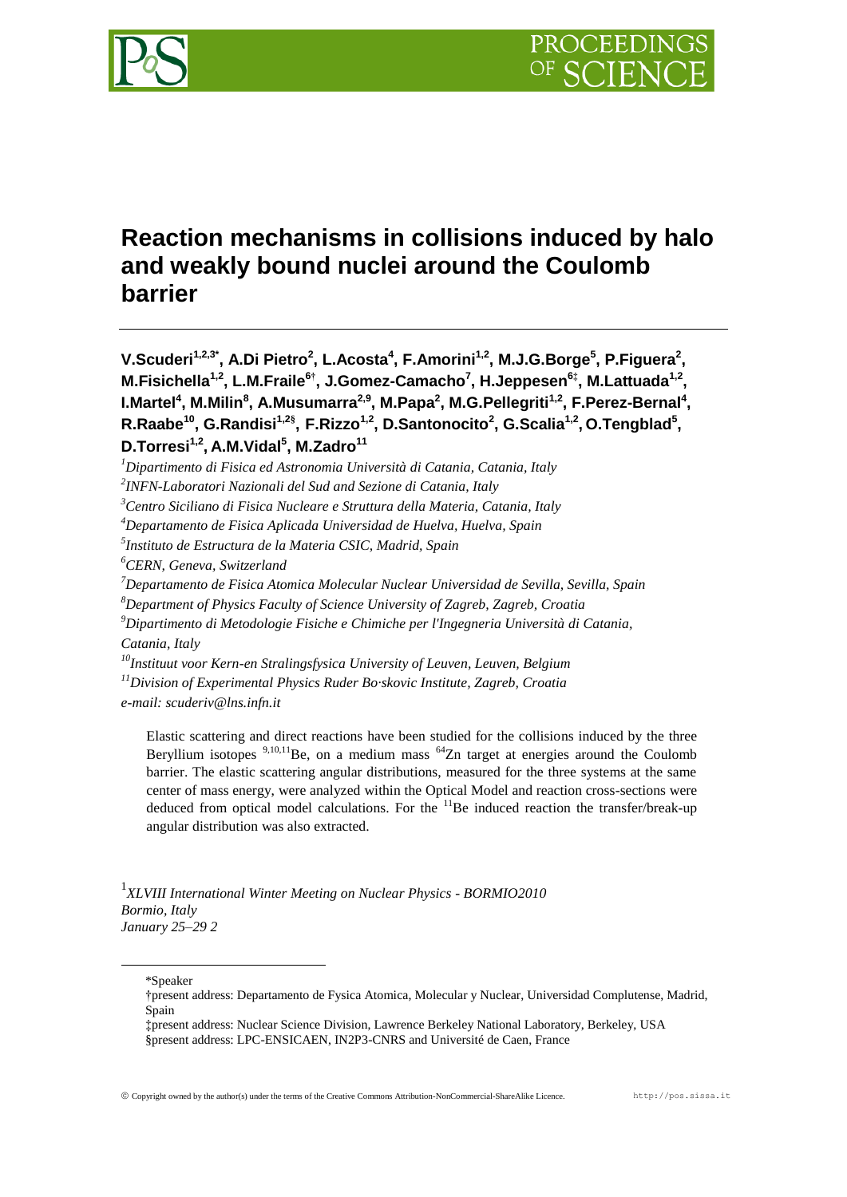# Reaction mechanisms in collisions induced by halo and weakly bound nuclei around the Coulomb barrier

**V.Scuderi[1,2,3*], A.Di Pietro[2], L.Acosta[4], F.Amorini[1,2], M.J.G.Borge[5], P.Figuera[2], M.Fisichella[1,2], L.M.Fraile[6†], J.Gomez-Camacho[7], H.Jeppesen[6‡], M.Lattuada[1,2], I.Martel[4], M.Milin[8], A.Musumarra[2,9], M.Papa[2], M.G.Pellegriti[1,2], F.Perez-Bernal[4], R.Raabe[10], G.Randisi[1,2§], F.Rizzo[1,2], D.Santonocito[2], G.Scalia[1,2], O.Tengblad[5], D.Torresi[1,2], A.M.Vidal[5], M.Zadro[11]**

[1]*Dipartimento di Fisica ed Astronomia Università di Catania, Catania, Italy*
[2]*INFN-Laboratori Nazionali del Sud and Sezione di Catania, Italy*
[3]*Centro Siciliano di Fisica Nucleare e Struttura della Materia, Catania, Italy*
[4]*Departamento de Fisica Aplicada Universidad de Huelva, Huelva, Spain*
[5]*Instituto de Estructura de la Materia CSIC, Madrid, Spain*
[6]*CERN, Geneva, Switzerland*
[7]*Departamento de Fisica Atomica Molecular Nuclear Universidad de Sevilla, Sevilla, Spain*
[8]*Department of Physics Faculty of Science University of Zagreb, Zagreb, Croatia*
[9]*Dipartimento di Metodologie Fisiche e Chimiche per l'Ingegneria Università di Catania, Catania, Italy*
[10]*Instituut voor Kern-en Stralingsfysica University of Leuven, Leuven, Belgium*
[11]*Division of Experimental Physics Ruder Bo·skovic Institute, Zagreb, Croatia*
*e-mail: scuderiv@lns.infn.it*

Elastic scattering and direct reactions have been studied for the collisions induced by the three Beryllium isotopes $^{9,10,11}$Be, on a medium mass $^{64}$Zn target at energies around the Coulomb barrier. The elastic scattering angular distributions, measured for the three systems at the same center of mass energy, were analyzed within the Optical Model and reaction cross-sections were deduced from optical model calculations. For the $^{11}$Be induced reaction the transfer/break-up angular distribution was also extracted.

[1]*XLVIII International Winter Meeting on Nuclear Physics - BORMIO2010*
*Bormio, Italy*
*January 25–29 2*

---

*Speaker
†present address: Departamento de Fysica Atomica, Molecular y Nuclear, Universidad Complutense, Madrid, Spain
‡present address: Nuclear Science Division, Lawrence Berkeley National Laboratory, Berkeley, USA
§present address: LPC-ENSICAEN, IN2P3-CNRS and Université de Caen, France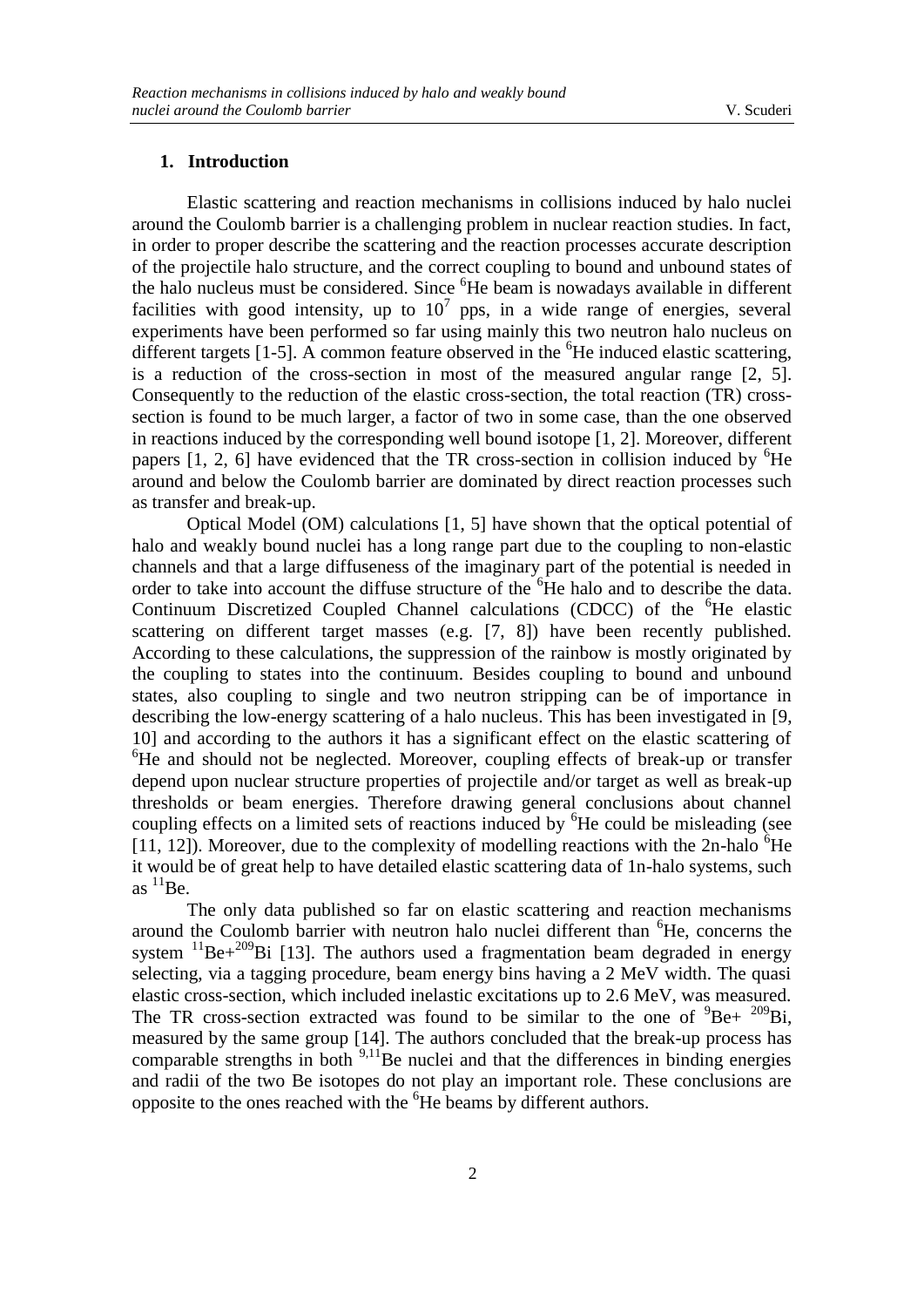## 1. Introduction

Elastic scattering and reaction mechanisms in collisions induced by halo nuclei around the Coulomb barrier is a challenging problem in nuclear reaction studies. In fact, in order to proper describe the scattering and the reaction processes accurate description of the projectile halo structure, and the correct coupling to bound and unbound states of the halo nucleus must be considered. Since $^{6}$He beam is nowadays available in different facilities with good intensity, up to $10^{7}$ pps, in a wide range of energies, several experiments have been performed so far using mainly this two neutron halo nucleus on different targets [1-5]. A common feature observed in the $^{6}$He induced elastic scattering, is a reduction of the cross-section in most of the measured angular range [2, 5]. Consequently to the reduction of the elastic cross-section, the total reaction (TR) cross-section is found to be much larger, a factor of two in some case, than the one observed in reactions induced by the corresponding well bound isotope [1, 2]. Moreover, different papers [1, 2, 6] have evidenced that the TR cross-section in collision induced by $^{6}$He around and below the Coulomb barrier are dominated by direct reaction processes such as transfer and break-up.

Optical Model (OM) calculations [1, 5] have shown that the optical potential of halo and weakly bound nuclei has a long range part due to the coupling to non-elastic channels and that a large diffuseness of the imaginary part of the potential is needed in order to take into account the diffuse structure of the $^{6}$He halo and to describe the data. Continuum Discretized Coupled Channel calculations (CDCC) of the $^{6}$He elastic scattering on different target masses (e.g. [7, 8]) have been recently published. According to these calculations, the suppression of the rainbow is mostly originated by the coupling to states into the continuum. Besides coupling to bound and unbound states, also coupling to single and two neutron stripping can be of importance in describing the low-energy scattering of a halo nucleus. This has been investigated in [9, 10] and according to the authors it has a significant effect on the elastic scattering of $^{6}$He and should not be neglected. Moreover, coupling effects of break-up or transfer depend upon nuclear structure properties of projectile and/or target as well as break-up thresholds or beam energies. Therefore drawing general conclusions about channel coupling effects on a limited sets of reactions induced by $^{6}$He could be misleading (see [11, 12]). Moreover, due to the complexity of modelling reactions with the 2n-halo $^{6}$He it would be of great help to have detailed elastic scattering data of 1n-halo systems, such as $^{11}$Be.

The only data published so far on elastic scattering and reaction mechanisms around the Coulomb barrier with neutron halo nuclei different than $^{6}$He, concerns the system $^{11}$Be+$^{209}$Bi [13]. The authors used a fragmentation beam degraded in energy selecting, via a tagging procedure, beam energy bins having a 2 MeV width. The quasi elastic cross-section, which included inelastic excitations up to 2.6 MeV, was measured. The TR cross-section extracted was found to be similar to the one of $^{9}$Be+ $^{209}$Bi, measured by the same group [14]. The authors concluded that the break-up process has comparable strengths in both $^{9,11}$Be nuclei and that the differences in binding energies and radii of the two Be isotopes do not play an important role. These conclusions are opposite to the ones reached with the $^{6}$He beams by different authors.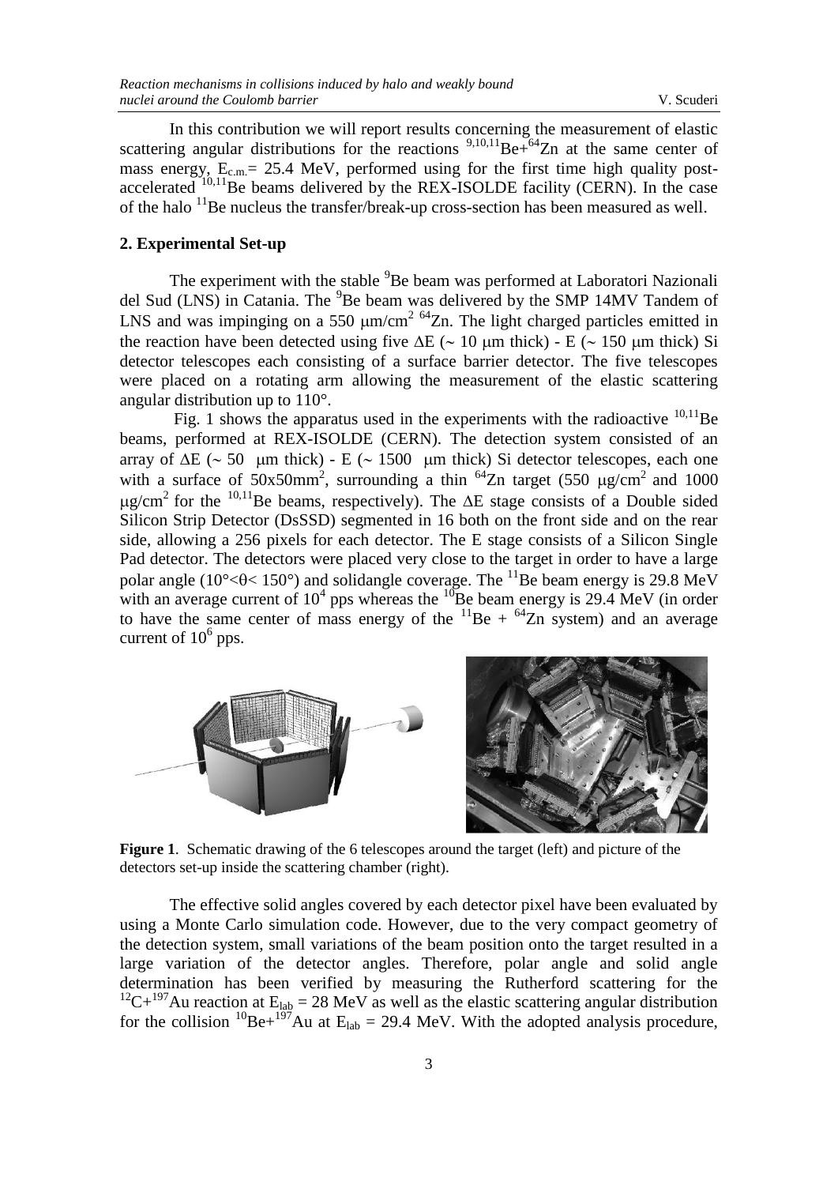In this contribution we will report results concerning the measurement of elastic scattering angular distributions for the reactions $^{9,10,11}Be+^{64}Zn$ at the same center of mass energy, $E_{c.m.}$= 25.4 MeV, performed using for the first time high quality post-accelerated $^{10,11}Be$ beams delivered by the REX-ISOLDE facility (CERN). In the case of the halo $^{11}Be$ nucleus the transfer/break-up cross-section has been measured as well.

## 2. Experimental Set-up

The experiment with the stable $^{9}Be$ beam was performed at Laboratori Nazionali del Sud (LNS) in Catania. The $^{9}Be$ beam was delivered by the SMP 14MV Tandem of LNS and was impinging on a 550 μm/cm$^{2}$ $^{64}Zn$. The light charged particles emitted in the reaction have been detected using five ΔE (∼ 10 μm thick) - E (∼ 150 μm thick) Si detector telescopes each consisting of a surface barrier detector. The five telescopes were placed on a rotating arm allowing the measurement of the elastic scattering angular distribution up to 110°.

Fig. 1 shows the apparatus used in the experiments with the radioactive $^{10,11}Be$ beams, performed at REX-ISOLDE (CERN). The detection system consisted of an array of ΔE (∼ 50 μm thick) - E (∼ 1500 μm thick) Si detector telescopes, each one with a surface of 50x50mm$^{2}$, surrounding a thin $^{64}Zn$ target (550 μg/cm$^{2}$ and 1000 μg/cm$^{2}$ for the $^{10,11}Be$ beams, respectively). The ΔE stage consists of a Double sided Silicon Strip Detector (DsSSD) segmented in 16 both on the front side and on the rear side, allowing a 256 pixels for each detector. The E stage consists of a Silicon Single Pad detector. The detectors were placed very close to the target in order to have a large polar angle (10°<θ< 150°) and solidangle coverage. The $^{11}Be$ beam energy is 29.8 MeV with an average current of $10^{4}$ pps whereas the $^{10}Be$ beam energy is 29.4 MeV (in order to have the same center of mass energy of the $^{11}Be$ + $^{64}Zn$ system) and an average current of $10^{6}$ pps.

**Figure 1**. Schematic drawing of the 6 telescopes around the target (left) and picture of the detectors set-up inside the scattering chamber (right).

The effective solid angles covered by each detector pixel have been evaluated by using a Monte Carlo simulation code. However, due to the very compact geometry of the detection system, small variations of the beam position onto the target resulted in a large variation of the detector angles. Therefore, polar angle and solid angle determination has been verified by measuring the Rutherford scattering for the $^{12}C+^{197}Au$ reaction at $E_{lab}$ = 28 MeV as well as the elastic scattering angular distribution for the collision $^{10}Be+^{197}Au$ at $E_{lab}$ = 29.4 MeV. With the adopted analysis procedure,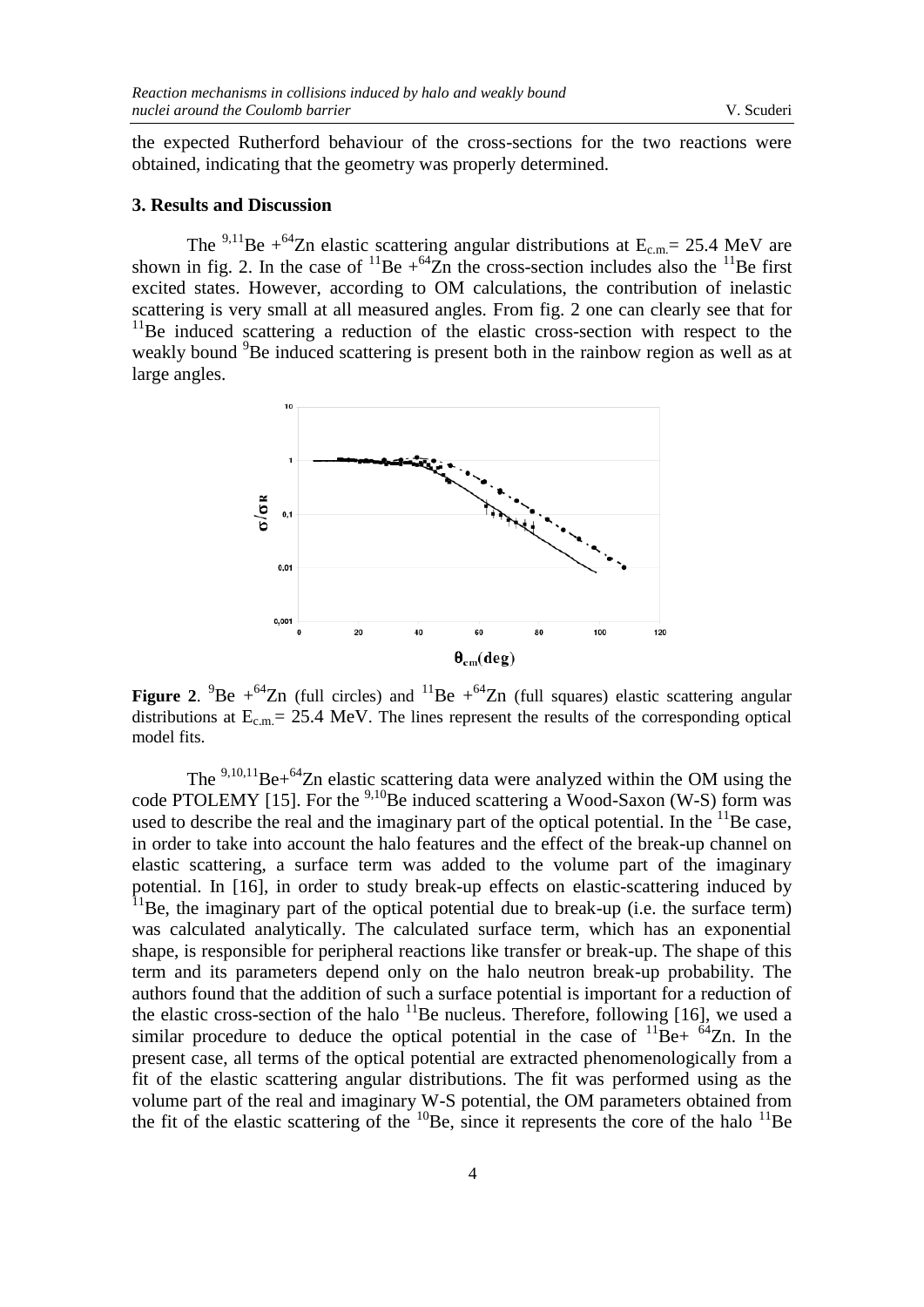the expected Rutherford behaviour of the cross-sections for the two reactions were obtained, indicating that the geometry was properly determined.

### 3. Results and Discussion

The $^{9,11}Be + ^{64}Zn$ elastic scattering angular distributions at $E_{c.m.}$= 25.4 MeV are shown in fig. 2. In the case of $^{11}Be + ^{64}Zn$ the cross-section includes also the $^{11}Be$ first excited states. However, according to OM calculations, the contribution of inelastic scattering is very small at all measured angles. From fig. 2 one can clearly see that for $^{11}Be$ induced scattering a reduction of the elastic cross-section with respect to the weakly bound $^{9}Be$ induced scattering is present both in the rainbow region as well as at large angles.

**Figure 2**. $^{9}Be + ^{64}Zn$ (full circles) and $^{11}Be + ^{64}Zn$ (full squares) elastic scattering angular distributions at $E_{c.m.}$= 25.4 MeV. The lines represent the results of the corresponding optical model fits.

The $^{9,10,11}Be+^{64}Zn$ elastic scattering data were analyzed within the OM using the code PTOLEMY [15]. For the $^{9,10}Be$ induced scattering a Wood-Saxon (W-S) form was used to describe the real and the imaginary part of the optical potential. In the $^{11}Be$ case, in order to take into account the halo features and the effect of the break-up channel on elastic scattering, a surface term was added to the volume part of the imaginary potential. In [16], in order to study break-up effects on elastic-scattering induced by $^{11}Be$, the imaginary part of the optical potential due to break-up (i.e. the surface term) was calculated analytically. The calculated surface term, which has an exponential shape, is responsible for peripheral reactions like transfer or break-up. The shape of this term and its parameters depend only on the halo neutron break-up probability. The authors found that the addition of such a surface potential is important for a reduction of the elastic cross-section of the halo $^{11}Be$ nucleus. Therefore, following [16], we used a similar procedure to deduce the optical potential in the case of $^{11}Be+ ^{64}Zn$. In the present case, all terms of the optical potential are extracted phenomenologically from a fit of the elastic scattering angular distributions. The fit was performed using as the volume part of the real and imaginary W-S potential, the OM parameters obtained from the fit of the elastic scattering of the $^{10}Be$, since it represents the core of the halo $^{11}Be$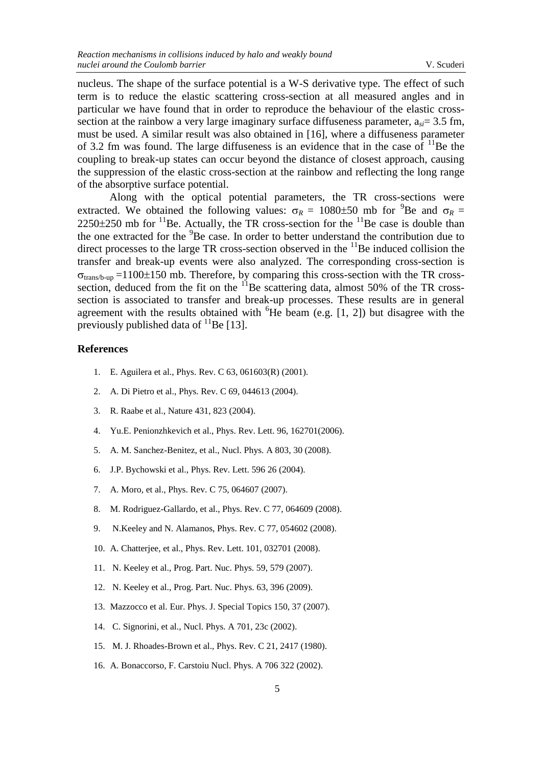nucleus. The shape of the surface potential is a W-S derivative type. The effect of such term is to reduce the elastic scattering cross-section at all measured angles and in particular we have found that in order to reproduce the behaviour of the elastic cross-section at the rainbow a very large imaginary surface diffuseness parameter, $a_{si}$= 3.5 fm, must be used. A similar result was also obtained in [16], where a diffuseness parameter of 3.2 fm was found. The large diffuseness is an evidence that in the case of $^{11}$Be the coupling to break-up states can occur beyond the distance of closest approach, causing the suppression of the elastic cross-section at the rainbow and reflecting the long range of the absorptive surface potential.

Along with the optical potential parameters, the TR cross-sections were extracted. We obtained the following values: $\sigma_R$ = 1080±50 mb for $^{9}$Be and $\sigma_R$ = 2250±250 mb for $^{11}$Be. Actually, the TR cross-section for the $^{11}$Be case is double than the one extracted for the $^{9}$Be case. In order to better understand the contribution due to direct processes to the large TR cross-section observed in the $^{11}$Be induced collision the transfer and break-up events were also analyzed. The corresponding cross-section is $\sigma_{trans/b\text{-}up}$ =1100±150 mb. Therefore, by comparing this cross-section with the TR cross-section, deduced from the fit on the $^{11}$Be scattering data, almost 50% of the TR cross-section is associated to transfer and break-up processes. These results are in general agreement with the results obtained with $^{6}$He beam (e.g. [1, 2]) but disagree with the previously published data of $^{11}$Be [13].

## References

1. E. Aguilera et al., Phys. Rev. C 63, 061603(R) (2001).
2. A. Di Pietro et al., Phys. Rev. C 69, 044613 (2004).
3. R. Raabe et al., Nature 431, 823 (2004).
4. Yu.E. Penionzhkevich et al., Phys. Rev. Lett. 96, 162701(2006).
5. A. M. Sanchez-Benitez, et al., Nucl. Phys. A 803, 30 (2008).
6. J.P. Bychowski et al., Phys. Rev. Lett. 596 26 (2004).
7. A. Moro, et al., Phys. Rev. C 75, 064607 (2007).
8. M. Rodriguez-Gallardo, et al., Phys. Rev. C 77, 064609 (2008).
9. N.Keeley and N. Alamanos, Phys. Rev. C 77, 054602 (2008).
10. A. Chatterjee, et al., Phys. Rev. Lett. 101, 032701 (2008).
11. N. Keeley et al., Prog. Part. Nuc. Phys. 59, 579 (2007).
12. N. Keeley et al., Prog. Part. Nuc. Phys. 63, 396 (2009).
13. Mazzocco et al. Eur. Phys. J. Special Topics 150, 37 (2007).
14. C. Signorini, et al., Nucl. Phys. A 701, 23c (2002).
15. M. J. Rhoades-Brown et al., Phys. Rev. C 21, 2417 (1980).
16. A. Bonaccorso, F. Carstoiu Nucl. Phys. A 706 322 (2002).